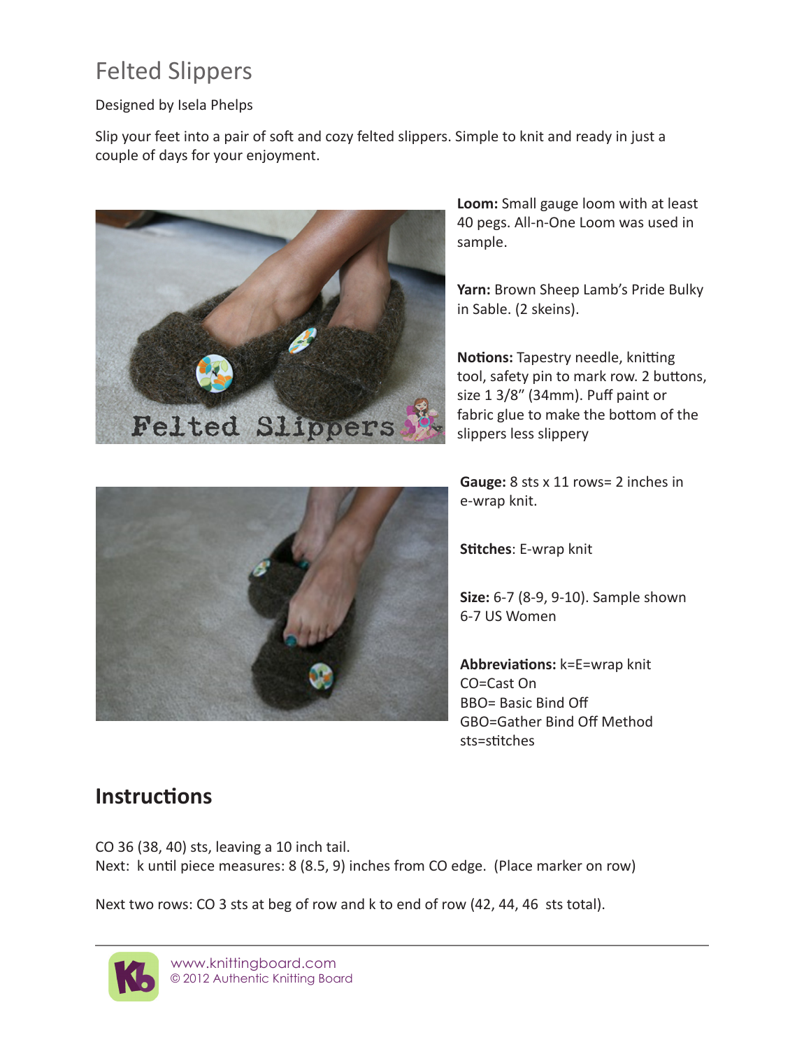# Felted Slippers

Designed by Isela Phelps

Slip your feet into a pair of soft and cozy felted slippers. Simple to knit and ready in just a couple of days for your enjoyment.

**Loom:** Small gauge loom with at least 40 pegs. All-n-One Loom was used in sample.

**Yarn:** Brown Sheep Lamb's Pride Bulky in Sable. (2 skeins).

**Notions:** Tapestry needle, knitting tool, safety pin to mark row. 2 buttons, size 1 3/8" (34mm). Puff paint or fabric glue to make the bottom of the slippers less slippery

**Gauge:** 8 sts x 11 rows= 2 inches in e-wrap knit.

**Stitches**: E-wrap knit

**Size:** 6-7 (8-9, 9-10). Sample shown 6-7 US Women

**Abbreviations:** k=E=wrap knit
CO=Cast On
BBO= Basic Bind Off
GBO=Gather Bind Off Method
sts=stitches

## Instructions

CO 36 (38, 40) sts, leaving a 10 inch tail.
Next: k until piece measures: 8 (8.5, 9) inches from CO edge. (Place marker on row)

Next two rows: CO 3 sts at beg of row and k to end of row (42, 44, 46 sts total).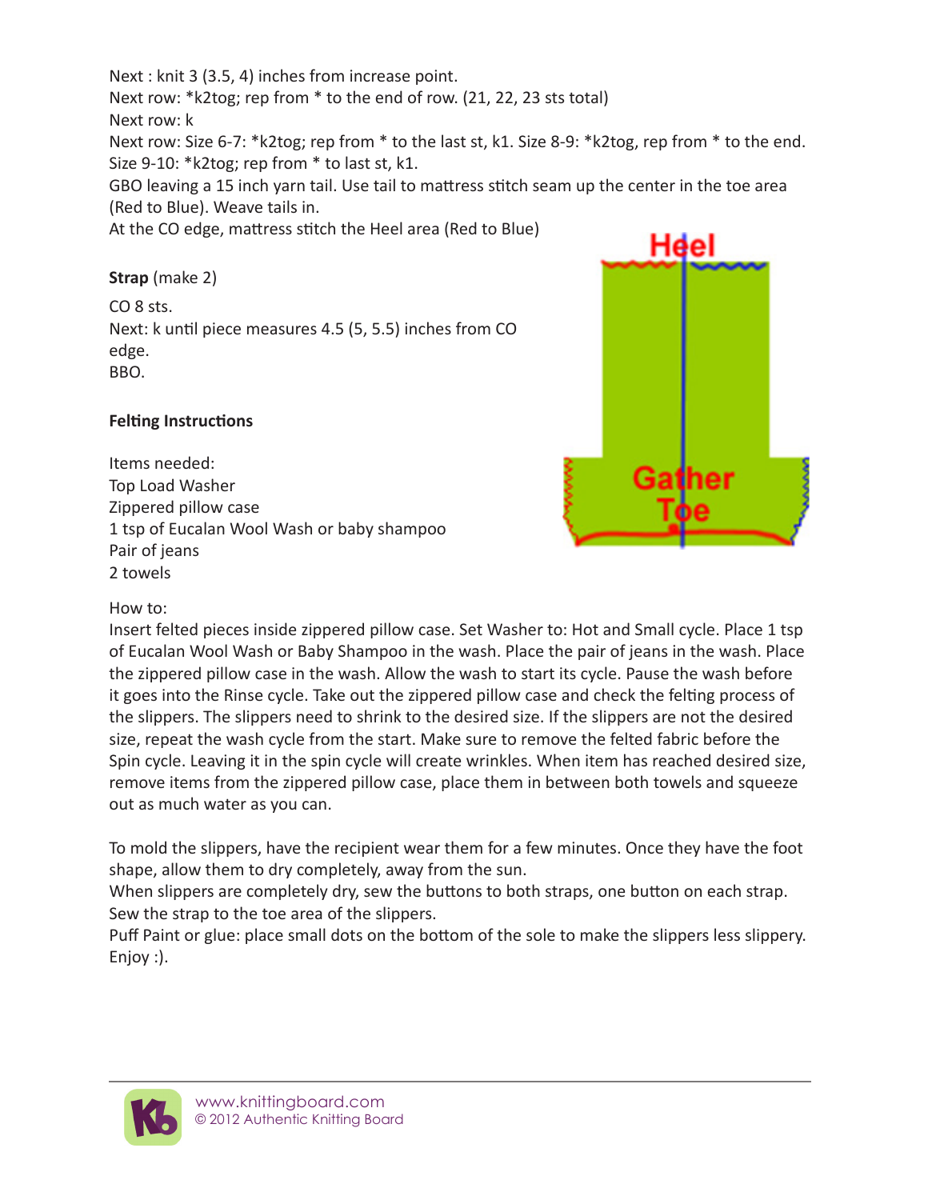Next : knit 3 (3.5, 4) inches from increase point.
Next row: *k2tog; rep from * to the end of row. (21, 22, 23 sts total)
Next row: k
Next row: Size 6-7: *k2tog; rep from * to the last st, k1. Size 8-9: *k2tog, rep from * to the end. Size 9-10: *k2tog; rep from * to last st, k1.
GBO leaving a 15 inch yarn tail. Use tail to mattress stitch seam up the center in the toe area (Red to Blue). Weave tails in.
At the CO edge, mattress stitch the Heel area (Red to Blue)

Heel

Gather
Toe

**Strap** (make 2)

CO 8 sts.
Next: k until piece measures 4.5 (5, 5.5) inches from CO edge.
BBO.

**Felting Instructions**

Items needed:
Top Load Washer
Zippered pillow case
1 tsp of Eucalan Wool Wash or baby shampoo
Pair of jeans
2 towels

How to:
Insert felted pieces inside zippered pillow case. Set Washer to: Hot and Small cycle. Place 1 tsp of Eucalan Wool Wash or Baby Shampoo in the wash. Place the pair of jeans in the wash. Place the zippered pillow case in the wash. Allow the wash to start its cycle. Pause the wash before it goes into the Rinse cycle. Take out the zippered pillow case and check the felting process of the slippers. The slippers need to shrink to the desired size. If the slippers are not the desired size, repeat the wash cycle from the start. Make sure to remove the felted fabric before the Spin cycle. Leaving it in the spin cycle will create wrinkles. When item has reached desired size, remove items from the zippered pillow case, place them in between both towels and squeeze out as much water as you can.

To mold the slippers, have the recipient wear them for a few minutes. Once they have the foot shape, allow them to dry completely, away from the sun.
When slippers are completely dry, sew the buttons to both straps, one button on each strap. Sew the strap to the toe area of the slippers.
Puff Paint or glue: place small dots on the bottom of the sole to make the slippers less slippery. Enjoy :).

www.knittingboard.com
© 2012 Authentic Knitting Board